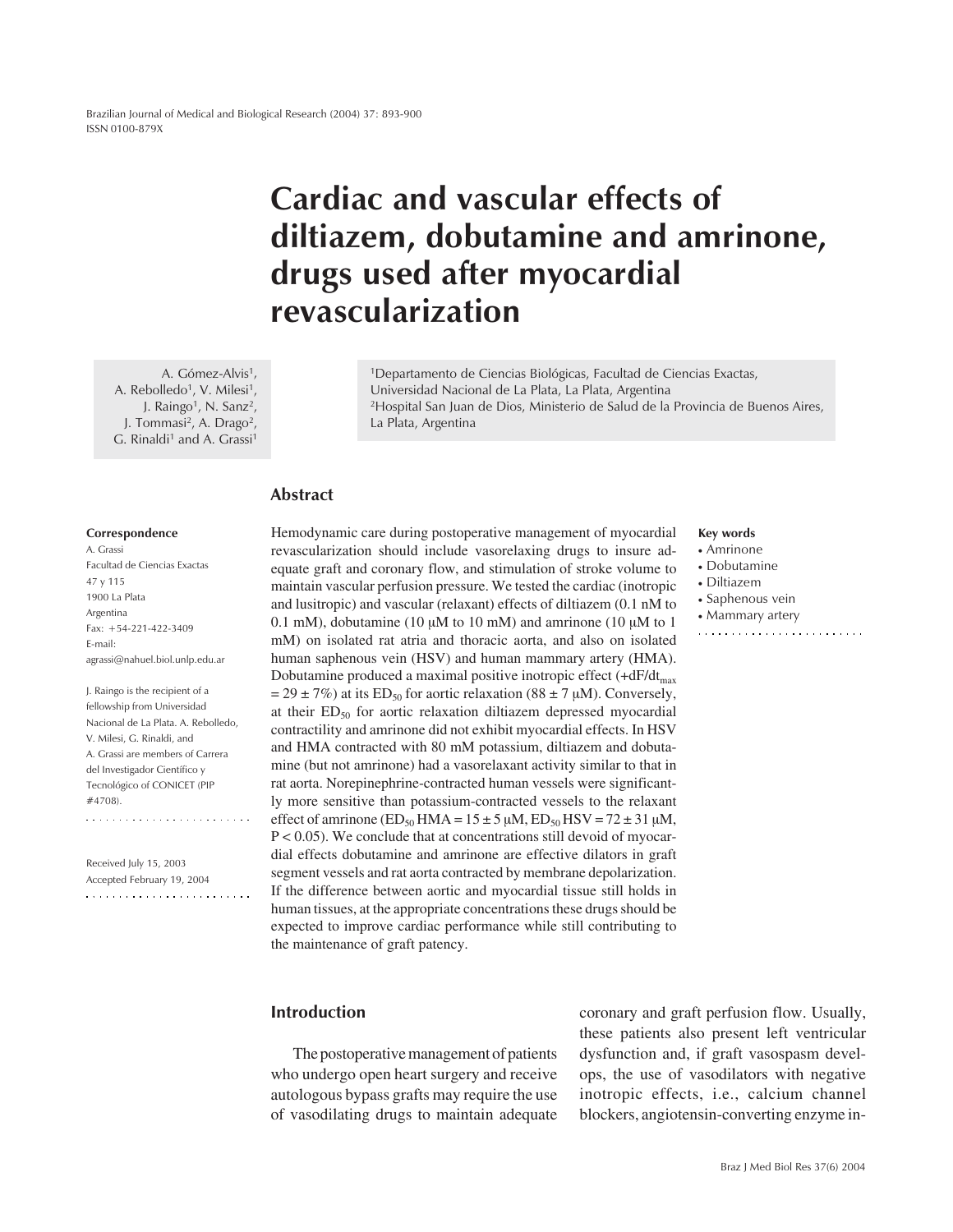# Cardiac and vascular effects of diltiazem, dobutamine and amrinone, drugs used after myocardial revascularization

A. Gómez-Alvis[1], A. Rebolledo[1], V. Milesi[1], J. Raingo[1], N. Sanz[2], J. Tommasi[2], A. Drago[2], G. Rinaldi[1] and A. Grassi[1]

[1]Departamento de Ciencias Biológicas, Facultad de Ciencias Exactas, Universidad Nacional de La Plata, La Plata, Argentina
[2]Hospital San Juan de Dios, Ministerio de Salud de la Provincia de Buenos Aires, La Plata, Argentina

## Abstract

Hemodynamic care during postoperative management of myocardial revascularization should include vasorelaxing drugs to insure adequate graft and coronary flow, and stimulation of stroke volume to maintain vascular perfusion pressure. We tested the cardiac (inotropic and lusitropic) and vascular (relaxant) effects of diltiazem (0.1 nM to 0.1 mM), dobutamine (10 µM to 10 mM) and amrinone (10 µM to 1 mM) on isolated rat atria and thoracic aorta, and also on isolated human saphenous vein (HSV) and human mammary artery (HMA). Dobutamine produced a maximal positive inotropic effect ($+dF/dt_{max}$ = 29 ± 7%) at its $ED_{50}$ for aortic relaxation (88 ± 7 µM). Conversely, at their $ED_{50}$ for aortic relaxation diltiazem depressed myocardial contractility and amrinone did not exhibit myocardial effects. In HSV and HMA contracted with 80 mM potassium, diltiazem and dobutamine (but not amrinone) had a vasorelaxant activity similar to that in rat aorta. Norepinephrine-contracted human vessels were significantly more sensitive than potassium-contracted vessels to the relaxant effect of amrinone ($ED_{50}$ HMA = 15 ± 5 µM, $ED_{50}$ HSV = 72 ± 31 µM, $P < 0.05$). We conclude that at concentrations still devoid of myocardial effects dobutamine and amrinone are effective dilators in graft segment vessels and rat aorta contracted by membrane depolarization. If the difference between aortic and myocardial tissue still holds in human tissues, at the appropriate concentrations these drugs should be expected to improve cardiac performance while still contributing to the maintenance of graft patency.

**Key words**
- Amrinone
- Dobutamine
- Diltiazem
- Saphenous vein
- Mammary artery

**Correspondence**
A. Grassi
Facultad de Ciencias Exactas
47 y 115
1900 La Plata
Argentina
Fax: +54-221-422-3409
E-mail: agrassi@nahuel.biol.unlp.edu.ar

J. Raingo is the recipient of a fellowship from Universidad Nacional de La Plata. A. Rebolledo, V. Milesi, G. Rinaldi, and A. Grassi are members of Carrera del Investigador Científico y Tecnológico of CONICET (PIP #4708).

Received July 15, 2003
Accepted February 19, 2004

## Introduction

The postoperative management of patients who undergo open heart surgery and receive autologous bypass grafts may require the use of vasodilating drugs to maintain adequate coronary and graft perfusion flow. Usually, these patients also present left ventricular dysfunction and, if graft vasospasm develops, the use of vasodilators with negative inotropic effects, i.e., calcium channel blockers, angiotensin-converting enzyme in-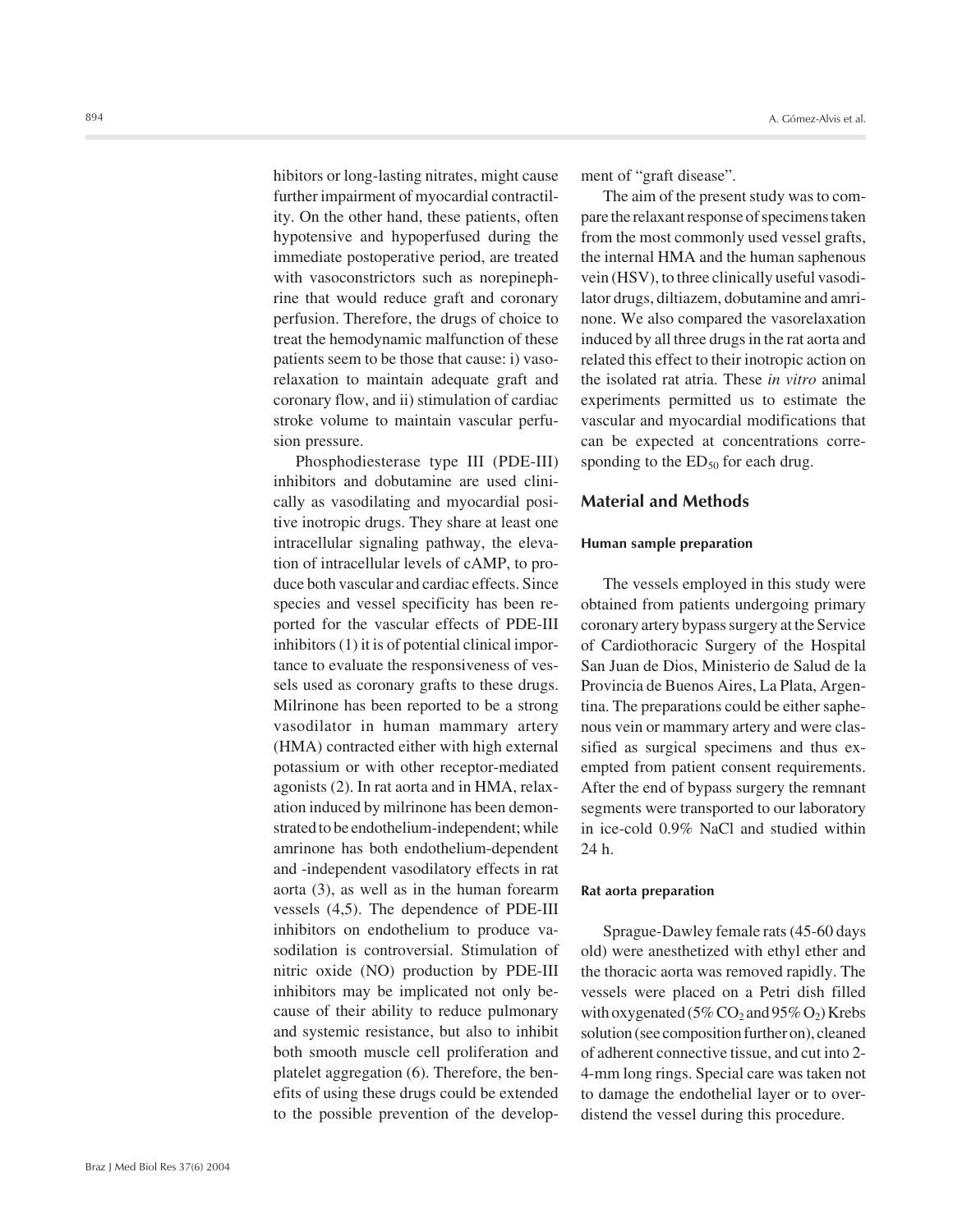hibitors or long-lasting nitrates, might cause further impairment of myocardial contractility. On the other hand, these patients, often hypotensive and hypoperfused during the immediate postoperative period, are treated with vasoconstrictors such as norepinephrine that would reduce graft and coronary perfusion. Therefore, the drugs of choice to treat the hemodynamic malfunction of these patients seem to be those that cause: i) vasorelaxation to maintain adequate graft and coronary flow, and ii) stimulation of cardiac stroke volume to maintain vascular perfusion pressure.

Phosphodiesterase type III (PDE-III) inhibitors and dobutamine are used clinically as vasodilating and myocardial positive inotropic drugs. They share at least one intracellular signaling pathway, the elevation of intracellular levels of cAMP, to produce both vascular and cardiac effects. Since species and vessel specificity has been reported for the vascular effects of PDE-III inhibitors (1) it is of potential clinical importance to evaluate the responsiveness of vessels used as coronary grafts to these drugs. Milrinone has been reported to be a strong vasodilator in human mammary artery (HMA) contracted either with high external potassium or with other receptor-mediated agonists (2). In rat aorta and in HMA, relaxation induced by milrinone has been demonstrated to be endothelium-independent; while amrinone has both endothelium-dependent and -independent vasodilatory effects in rat aorta (3), as well as in the human forearm vessels (4,5). The dependence of PDE-III inhibitors on endothelium to produce vasodilation is controversial. Stimulation of nitric oxide (NO) production by PDE-III inhibitors may be implicated not only because of their ability to reduce pulmonary and systemic resistance, but also to inhibit both smooth muscle cell proliferation and platelet aggregation (6). Therefore, the benefits of using these drugs could be extended to the possible prevention of the development of "graft disease".

The aim of the present study was to compare the relaxant response of specimens taken from the most commonly used vessel grafts, the internal HMA and the human saphenous vein (HSV), to three clinically useful vasodilator drugs, diltiazem, dobutamine and amrinone. We also compared the vasorelaxation induced by all three drugs in the rat aorta and related this effect to their inotropic action on the isolated rat atria. These *in vitro* animal experiments permitted us to estimate the vascular and myocardial modifications that can be expected at concentrations corresponding to the $ED_{50}$ for each drug.

## Material and Methods

### Human sample preparation

The vessels employed in this study were obtained from patients undergoing primary coronary artery bypass surgery at the Service of Cardiothoracic Surgery of the Hospital San Juan de Dios, Ministerio de Salud de la Provincia de Buenos Aires, La Plata, Argentina. The preparations could be either saphenous vein or mammary artery and were classified as surgical specimens and thus exempted from patient consent requirements. After the end of bypass surgery the remnant segments were transported to our laboratory in ice-cold 0.9% NaCl and studied within 24 h.

### Rat aorta preparation

Sprague-Dawley female rats (45-60 days old) were anesthetized with ethyl ether and the thoracic aorta was removed rapidly. The vessels were placed on a Petri dish filled with oxygenated (5% $CO_2$ and 95% $O_2$) Krebs solution (see composition further on), cleaned of adherent connective tissue, and cut into 2-4-mm long rings. Special care was taken not to damage the endothelial layer or to overdistend the vessel during this procedure.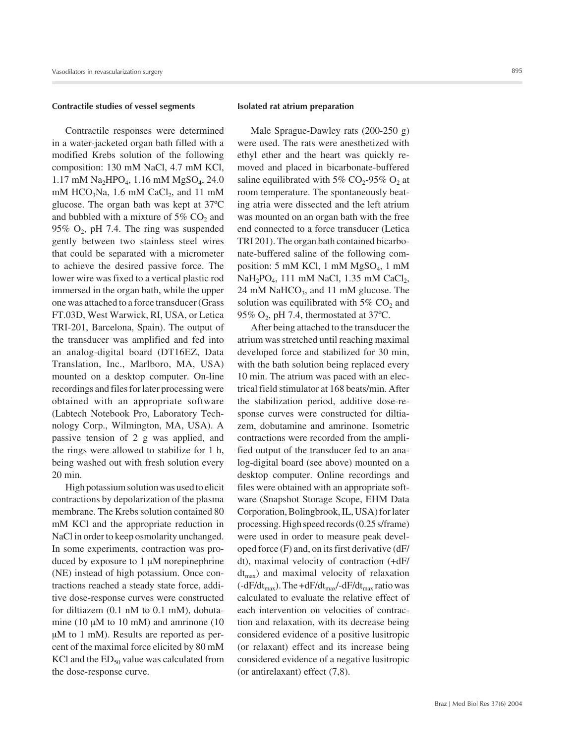### Contractile studies of vessel segments

Contractile responses were determined in a water-jacketed organ bath filled with a modified Krebs solution of the following composition: 130 mM NaCl, 4.7 mM KCl, 1.17 mM $Na_2HPO_4$, 1.16 mM $MgSO_4$, 24.0 mM $HCO_3Na$, 1.6 mM $CaCl_2$, and 11 mM glucose. The organ bath was kept at 37ºC and bubbled with a mixture of 5% $CO_2$ and 95% $O_2$, pH 7.4. The ring was suspended gently between two stainless steel wires that could be separated with a micrometer to achieve the desired passive force. The lower wire was fixed to a vertical plastic rod immersed in the organ bath, while the upper one was attached to a force transducer (Grass FT.03D, West Warwick, RI, USA, or Letica TRI-201, Barcelona, Spain). The output of the transducer was amplified and fed into an analog-digital board (DT16EZ, Data Translation, Inc., Marlboro, MA, USA) mounted on a desktop computer. On-line recordings and files for later processing were obtained with an appropriate software (Labtech Notebook Pro, Laboratory Technology Corp., Wilmington, MA, USA). A passive tension of 2 g was applied, and the rings were allowed to stabilize for 1 h, being washed out with fresh solution every 20 min.

High potassium solution was used to elicit contractions by depolarization of the plasma membrane. The Krebs solution contained 80 mM KCl and the appropriate reduction in NaCl in order to keep osmolarity unchanged. In some experiments, contraction was produced by exposure to 1 µM norepinephrine (NE) instead of high potassium. Once contractions reached a steady state force, additive dose-response curves were constructed for diltiazem (0.1 nM to 0.1 mM), dobutamine (10 µM to 10 mM) and amrinone (10 µM to 1 mM). Results are reported as percent of the maximal force elicited by 80 mM KCl and the $ED_{50}$ value was calculated from the dose-response curve.

### Isolated rat atrium preparation

Male Sprague-Dawley rats (200-250 g) were used. The rats were anesthetized with ethyl ether and the heart was quickly removed and placed in bicarbonate-buffered saline equilibrated with 5% $CO_2$-95% $O_2$ at room temperature. The spontaneously beating atria were dissected and the left atrium was mounted on an organ bath with the free end connected to a force transducer (Letica TRI 201). The organ bath contained bicarbonate-buffered saline of the following composition: 5 mM KCl, 1 mM $MgSO_4$, 1 mM $NaH_2PO_4$, 111 mM NaCl, 1.35 mM $CaCl_2$, 24 mM $NaHCO_3$, and 11 mM glucose. The solution was equilibrated with 5% $CO_2$ and 95% $O_2$, pH 7.4, thermostated at 37ºC.

After being attached to the transducer the atrium was stretched until reaching maximal developed force and stabilized for 30 min, with the bath solution being replaced every 10 min. The atrium was paced with an electrical field stimulator at 168 beats/min. After the stabilization period, additive dose-response curves were constructed for diltiazem, dobutamine and amrinone. Isometric contractions were recorded from the amplified output of the transducer fed to an analog-digital board (see above) mounted on a desktop computer. Online recordings and files were obtained with an appropriate software (Snapshot Storage Scope, EHM Data Corporation, Bolingbrook, IL, USA) for later processing. High speed records (0.25 s/frame) were used in order to measure peak developed force (F) and, on its first derivative (dF/dt), maximal velocity of contraction ($+dF/dt_{max}$) and maximal velocity of relaxation ($-dF/dt_{max}$). The $+dF/dt_{max}/-dF/dt_{max}$ ratio was calculated to evaluate the relative effect of each intervention on velocities of contraction and relaxation, with its decrease being considered evidence of a positive lusitropic (or relaxant) effect and its increase being considered evidence of a negative lusitropic (or antirelaxant) effect (7,8).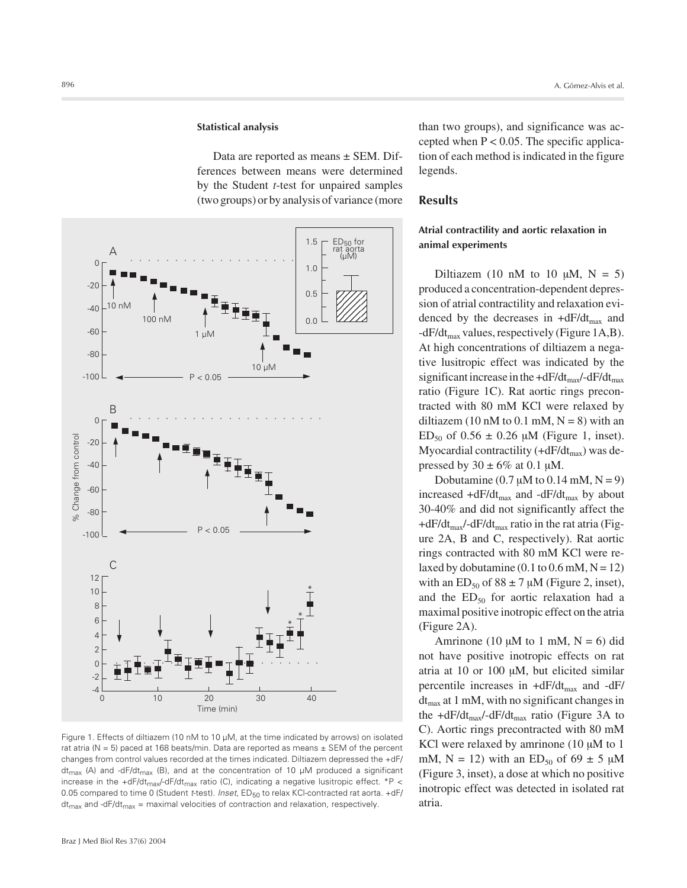### Statistical analysis

Data are reported as means ± SEM. Differences between means were determined by the Student *t*-test for unpaired samples (two groups) or by analysis of variance (more than two groups), and significance was accepted when $P < 0.05$. The specific application of each method is indicated in the figure legends.

Figure 1. Effects of diltiazem (10 nM to 10 µM, at the time indicated by arrows) on isolated rat atria (N = 5) paced at 168 beats/min. Data are reported as means ± SEM of the percent changes from control values recorded at the times indicated. Diltiazem depressed the $+dF/dt_{max}$ (A) and $-dF/dt_{max}$ (B), and at the concentration of 10 µM produced a significant increase in the $+dF/dt_{max}$/$-dF/dt_{max}$ ratio (C), indicating a negative lusitropic effect. *$P < 0.05$ compared to time 0 (Student *t*-test). *Inset*, $ED_{50}$ to relax KCl-contracted rat aorta. $+dF/dt_{max}$ and $-dF/dt_{max}$ = maximal velocities of contraction and relaxation, respectively.

## Results

### Atrial contractility and aortic relaxation in animal experiments

Diltiazem (10 nM to 10 µM, N = 5) produced a concentration-dependent depression of atrial contractility and relaxation evidenced by the decreases in $+dF/dt_{max}$ and $-dF/dt_{max}$ values, respectively (Figure 1A,B). At high concentrations of diltiazem a negative lusitropic effect was indicated by the significant increase in the $+dF/dt_{max}$/$-dF/dt_{max}$ ratio (Figure 1C). Rat aortic rings precontracted with 80 mM KCl were relaxed by diltiazem (10 nM to 0.1 mM, N = 8) with an $ED_{50}$ of 0.56 ± 0.26 µM (Figure 1, inset). Myocardial contractility ($+dF/dt_{max}$) was depressed by 30 ± 6% at 0.1 µM.

Dobutamine (0.7 µM to 0.14 mM, N = 9) increased $+dF/dt_{max}$ and $-dF/dt_{max}$ by about 30-40% and did not significantly affect the $+dF/dt_{max}$/$-dF/dt_{max}$ ratio in the rat atria (Figure 2A, B and C, respectively). Rat aortic rings contracted with 80 mM KCl were relaxed by dobutamine (0.1 to 0.6 mM, N = 12) with an $ED_{50}$ of 88 ± 7 µM (Figure 2, inset), and the $ED_{50}$ for aortic relaxation had a maximal positive inotropic effect on the atria (Figure 2A).

Amrinone (10 µM to 1 mM, N = 6) did not have positive inotropic effects on rat atria at 10 or 100 µM, but elicited similar percentile increases in $+dF/dt_{max}$ and $-dF/dt_{max}$ at 1 mM, with no significant changes in the $+dF/dt_{max}$/$-dF/dt_{max}$ ratio (Figure 3A to C). Aortic rings precontracted with 80 mM KCl were relaxed by amrinone (10 µM to 1 mM, N = 12) with an $ED_{50}$ of 69 ± 5 µM (Figure 3, inset), a dose at which no positive inotropic effect was detected in isolated rat atria.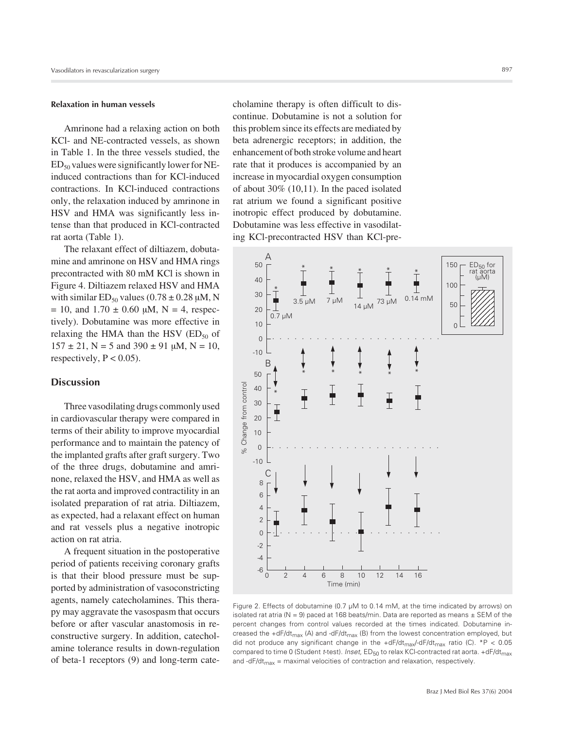**Relaxation in human vessels**

Amrinone had a relaxing action on both KCl- and NE-contracted vessels, as shown in Table 1. In the three vessels studied, the $ED_{50}$ values were significantly lower for NE-induced contractions than for KCl-induced contractions. In KCl-induced contractions only, the relaxation induced by amrinone in HSV and HMA was significantly less intense than that produced in KCl-contracted rat aorta (Table 1).

The relaxant effect of diltiazem, dobutamine and amrinone on HSV and HMA rings precontracted with 80 mM KCl is shown in Figure 4. Diltiazem relaxed HSV and HMA with similar $ED_{50}$ values (0.78 ± 0.28 µM, N = 10, and 1.70 ± 0.60 µM, N = 4, respectively). Dobutamine was more effective in relaxing the HMA than the HSV ($ED_{50}$ of 157 ± 21, N = 5 and 390 ± 91 µM, N = 10, respectively, $P < 0.05$).

## Discussion

Three vasodilating drugs commonly used in cardiovascular therapy were compared in terms of their ability to improve myocardial performance and to maintain the patency of the implanted grafts after graft surgery. Two of the three drugs, dobutamine and amrinone, relaxed the HSV, and HMA as well as the rat aorta and improved contractility in an isolated preparation of rat atria. Diltiazem, as expected, had a relaxant effect on human and rat vessels plus a negative inotropic action on rat atria.

A frequent situation in the postoperative period of patients receiving coronary grafts is that their blood pressure must be supported by administration of vasoconstricting agents, namely catecholamines. This therapy may aggravate the vasospasm that occurs before or after vascular anastomosis in reconstructive surgery. In addition, catecholamine tolerance results in down-regulation of beta-1 receptors (9) and long-term catecholamine therapy is often difficult to discontinue. Dobutamine is not a solution for this problem since its effects are mediated by beta adrenergic receptors; in addition, the enhancement of both stroke volume and heart rate that it produces is accompanied by an increase in myocardial oxygen consumption of about 30% (10,11). In the paced isolated rat atrium we found a significant positive inotropic effect produced by dobutamine. Dobutamine was less effective in vasodilating KCl-precontracted HSV than KCl-pre-

Figure 2. Effects of dobutamine (0.7 µM to 0.14 mM, at the time indicated by arrows) on isolated rat atria (N = 9) paced at 168 beats/min. Data are reported as means ± SEM of the percent changes from control values recorded at the times indicated. Dobutamine increased the $+dF/dt_{max}$ (A) and $-dF/dt_{max}$ (B) from the lowest concentration employed, but did not produce any significant change in the $+dF/dt_{max}$/$-dF/dt_{max}$ ratio (C). *$P < 0.05$ compared to time 0 (Student *t*-test). *Inset*, $ED_{50}$ to relax KCl-contracted rat aorta. $+dF/dt_{max}$ and $-dF/dt_{max}$ = maximal velocities of contraction and relaxation, respectively.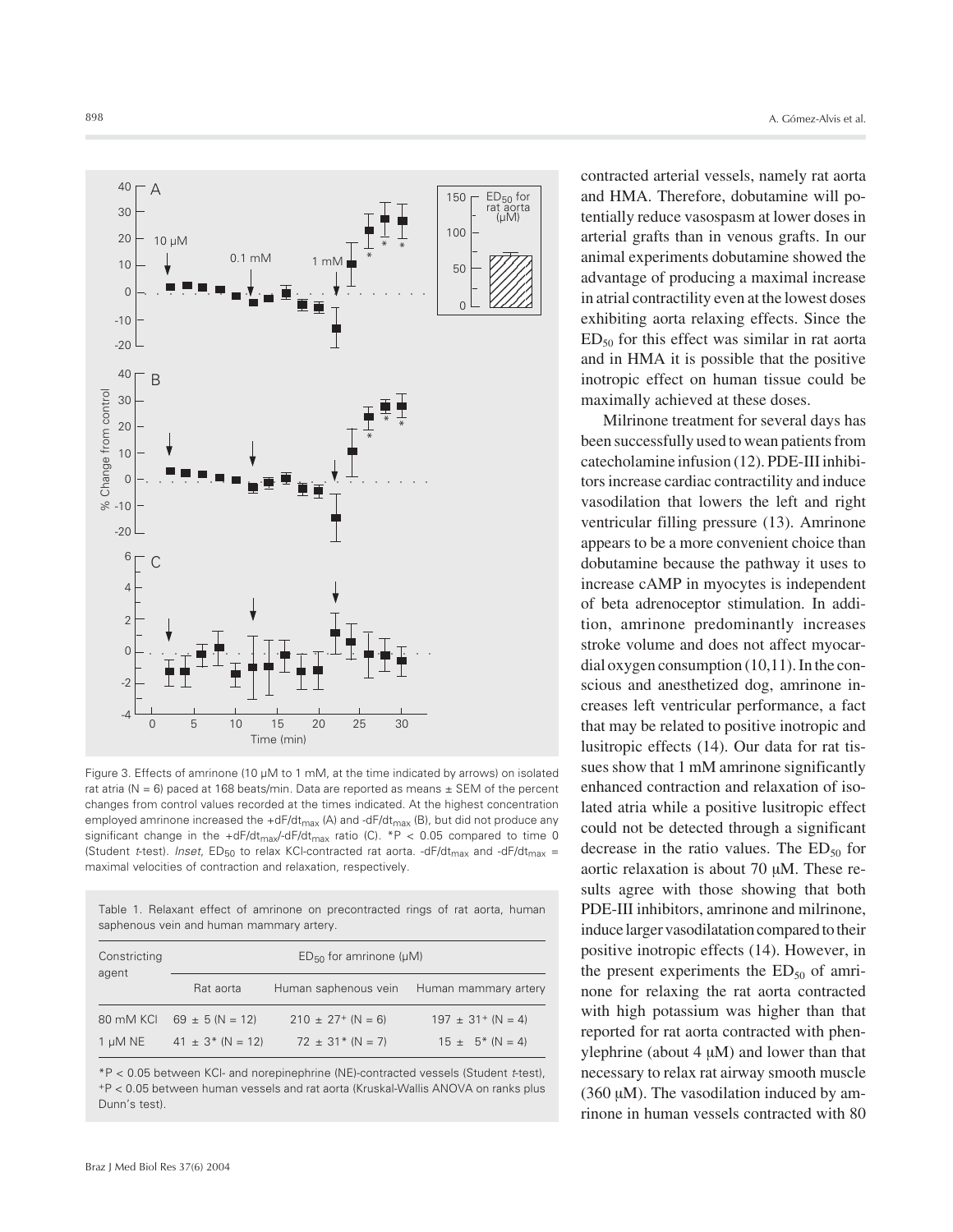Figure 3. Effects of amrinone (10 µM to 1 mM, at the time indicated by arrows) on isolated rat atria (N = 6) paced at 168 beats/min. Data are reported as means ± SEM of the percent changes from control values recorded at the times indicated. At the highest concentration employed amrinone increased the $+dF/dt_{max}$ (A) and $-dF/dt_{max}$ (B), but did not produce any significant change in the $+dF/dt_{max}$/$-dF/dt_{max}$ ratio (C). *P < 0.05 compared to time 0 (Student *t*-test). *Inset*, $ED_{50}$ to relax KCl-contracted rat aorta. $-dF/dt_{max}$ and $-dF/dt_{max}$ = maximal velocities of contraction and relaxation, respectively.

Table 1. Relaxant effect of amrinone on precontracted rings of rat aorta, human saphenous vein and human mammary artery.

| Constricting agent | $ED_{50}$ for amrinone (µM) | | |
|---|---|---|---|
| | Rat aorta | Human saphenous vein | Human mammary artery |
| 80 mM KCl | 69 ± 5 (N = 12) | 210 ± 27+ (N = 6) | 197 ± 31+ (N = 4) |
| 1 µM NE | 41 ± 3* (N = 12) | 72 ± 31* (N = 7) | 15 ± 5* (N = 4) |

*P < 0.05 between KCl- and norepinephrine (NE)-contracted vessels (Student *t*-test), +P < 0.05 between human vessels and rat aorta (Kruskal-Wallis ANOVA on ranks plus Dunn's test).

contracted arterial vessels, namely rat aorta and HMA. Therefore, dobutamine will potentially reduce vasospasm at lower doses in arterial grafts than in venous grafts. In our animal experiments dobutamine showed the advantage of producing a maximal increase in atrial contractility even at the lowest doses exhibiting aorta relaxing effects. Since the $ED_{50}$ for this effect was similar in rat aorta and in HMA it is possible that the positive inotropic effect on human tissue could be maximally achieved at these doses.

Milrinone treatment for several days has been successfully used to wean patients from catecholamine infusion (12). PDE-III inhibitors increase cardiac contractility and induce vasodilation that lowers the left and right ventricular filling pressure (13). Amrinone appears to be a more convenient choice than dobutamine because the pathway it uses to increase cAMP in myocytes is independent of beta adrenoceptor stimulation. In addition, amrinone predominantly increases stroke volume and does not affect myocardial oxygen consumption (10,11). In the conscious and anesthetized dog, amrinone increases left ventricular performance, a fact that may be related to positive inotropic and lusitropic effects (14). Our data for rat tissues show that 1 mM amrinone significantly enhanced contraction and relaxation of isolated atria while a positive lusitropic effect could not be detected through a significant decrease in the ratio values. The $ED_{50}$ for aortic relaxation is about 70 µM. These results agree with those showing that both PDE-III inhibitors, amrinone and milrinone, induce larger vasodilatation compared to their positive inotropic effects (14). However, in the present experiments the $ED_{50}$ of amrinone for relaxing the rat aorta contracted with high potassium was higher than that reported for rat aorta contracted with phenylephrine (about 4 µM) and lower than that necessary to relax rat airway smooth muscle (360 µM). The vasodilation induced by amrinone in human vessels contracted with 80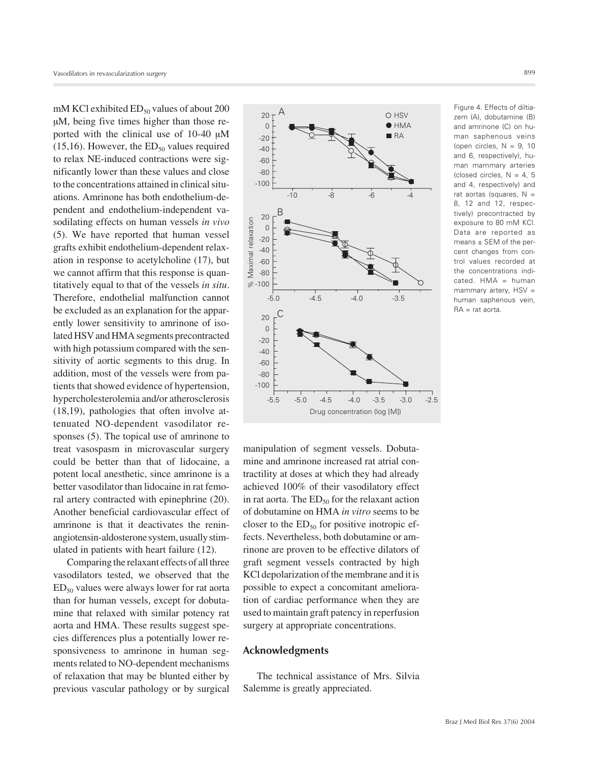mM KCl exhibited $ED_{50}$ values of about 200 μM, being five times higher than those reported with the clinical use of 10-40 μM (15,16). However, the $ED_{50}$ values required to relax NE-induced contractions were significantly lower than these values and close to the concentrations attained in clinical situations. Amrinone has both endothelium-dependent and endothelium-independent vasodilating effects on human vessels *in vivo* (5). We have reported that human vessel grafts exhibit endothelium-dependent relaxation in response to acetylcholine (17), but we cannot affirm that this response is quantitatively equal to that of the vessels *in situ*. Therefore, endothelial malfunction cannot be excluded as an explanation for the apparently lower sensitivity to amrinone of isolated HSV and HMA segments precontracted with high potassium compared with the sensitivity of aortic segments to this drug. In addition, most of the vessels were from patients that showed evidence of hypertension, hypercholesterolemia and/or atherosclerosis (18,19), pathologies that often involve attenuated NO-dependent vasodilator responses (5). The topical use of amrinone to treat vasospasm in microvascular surgery could be better than that of lidocaine, a potent local anesthetic, since amrinone is a better vasodilator than lidocaine in rat femoral artery contracted with epinephrine (20). Another beneficial cardiovascular effect of amrinone is that it deactivates the renin-angiotensin-aldosterone system, usually stimulated in patients with heart failure (12).

Comparing the relaxant effects of all three vasodilators tested, we observed that the $ED_{50}$ values were always lower for rat aorta than for human vessels, except for dobutamine that relaxed with similar potency rat aorta and HMA. These results suggest species differences plus a potentially lower responsiveness to amrinone in human segments related to NO-dependent mechanisms of relaxation that may be blunted either by previous vascular pathology or by surgical manipulation of segment vessels. Dobutamine and amrinone increased rat atrial contractility at doses at which they had already achieved 100% of their vasodilatory effect in rat aorta. The $ED_{50}$ for the relaxant action of dobutamine on HMA *in vitro* seems to be closer to the $ED_{50}$ for positive inotropic effects. Nevertheless, both dobutamine or amrinone are proven to be effective dilators of graft segment vessels contracted by high KCl depolarization of the membrane and it is possible to expect a concomitant amelioration of cardiac performance when they are used to maintain graft patency in reperfusion surgery at appropriate concentrations.

Figure 4. Effects of diltiazem (A), dobutamine (B) and amrinone (C) on human saphenous veins (open circles, N = 9, 10 and 6, respectively), human mammary arteries (closed circles, N = 4, 5 and 4, respectively) and rat aortas (squares, N = 8, 12 and 12, respectively) precontracted by exposure to 80 mM KCl. Data are reported as means ± SEM of the percent changes from control values recorded at the concentrations indicated. HMA = human mammary artery, HSV = human saphenous vein, RA = rat aorta.

## Acknowledgments

The technical assistance of Mrs. Silvia Salemme is greatly appreciated.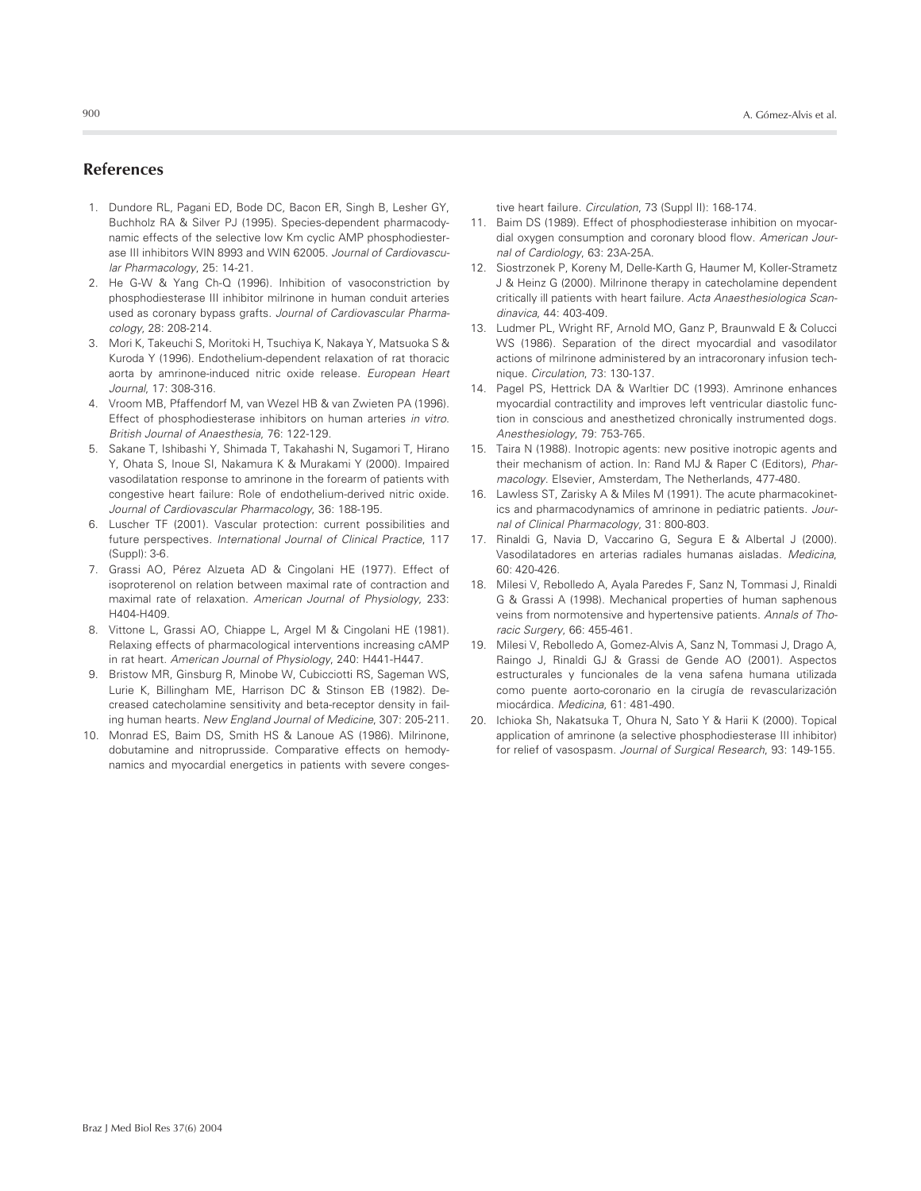## References

1. Dundore RL, Pagani ED, Bode DC, Bacon ER, Singh B, Lesher GY, Buchholz RA & Silver PJ (1995). Species-dependent pharmacodynamic effects of the selective low Km cyclic AMP phosphodiesterase III inhibitors WIN 8993 and WIN 62005. *Journal of Cardiovascular Pharmacology*, 25: 14-21.
2. He G-W & Yang Ch-Q (1996). Inhibition of vasoconstriction by phosphodiesterase III inhibitor milrinone in human conduit arteries used as coronary bypass grafts. *Journal of Cardiovascular Pharmacology*, 28: 208-214.
3. Mori K, Takeuchi S, Moritoki H, Tsuchiya K, Nakaya Y, Matsuoka S & Kuroda Y (1996). Endothelium-dependent relaxation of rat thoracic aorta by amrinone-induced nitric oxide release. *European Heart Journal*, 17: 308-316.
4. Vroom MB, Pfaffendorf M, van Wezel HB & van Zwieten PA (1996). Effect of phosphodiesterase inhibitors on human arteries *in vitro*. *British Journal of Anaesthesia*, 76: 122-129.
5. Sakane T, Ishibashi Y, Shimada T, Takahashi N, Sugamori T, Hirano Y, Ohata S, Inoue SI, Nakamura K & Murakami Y (2000). Impaired vasodilatation response to amrinone in the forearm of patients with congestive heart failure: Role of endothelium-derived nitric oxide. *Journal of Cardiovascular Pharmacology*, 36: 188-195.
6. Luscher TF (2001). Vascular protection: current possibilities and future perspectives. *International Journal of Clinical Practice*, 117 (Suppl): 3-6.
7. Grassi AO, Pérez Alzueta AD & Cingolani HE (1977). Effect of isoproterenol on relation between maximal rate of contraction and maximal rate of relaxation. *American Journal of Physiology*, 233: H404-H409.
8. Vittone L, Grassi AO, Chiappe L, Argel M & Cingolani HE (1981). Relaxing effects of pharmacological interventions increasing cAMP in rat heart. *American Journal of Physiology*, 240: H441-H447.
9. Bristow MR, Ginsburg R, Minobe W, Cubicciotti RS, Sageman WS, Lurie K, Billingham ME, Harrison DC & Stinson EB (1982). Decreased catecholamine sensitivity and beta-receptor density in failing human hearts. *New England Journal of Medicine*, 307: 205-211.
10. Monrad ES, Baim DS, Smith HS & Lanoue AS (1986). Milrinone, dobutamine and nitroprusside. Comparative effects on hemodynamics and myocardial energetics in patients with severe congestive heart failure. *Circulation*, 73 (Suppl II): 168-174.
11. Baim DS (1989). Effect of phosphodiesterase inhibition on myocardial oxygen consumption and coronary blood flow. *American Journal of Cardiology*, 63: 23A-25A.
12. Siostrzonek P, Koreny M, Delle-Karth G, Haumer M, Koller-Strametz J & Heinz G (2000). Milrinone therapy in catecholamine dependent critically ill patients with heart failure. *Acta Anaesthesiologica Scandinavica*, 44: 403-409.
13. Ludmer PL, Wright RF, Arnold MO, Ganz P, Braunwald E & Colucci WS (1986). Separation of the direct myocardial and vasodilator actions of milrinone administered by an intracoronary infusion technique. *Circulation*, 73: 130-137.
14. Pagel PS, Hettrick DA & Warltier DC (1993). Amrinone enhances myocardial contractility and improves left ventricular diastolic function in conscious and anesthetized chronically instrumented dogs. *Anesthesiology*, 79: 753-765.
15. Taira N (1988). Inotropic agents: new positive inotropic agents and their mechanism of action. In: Rand MJ & Raper C (Editors), *Pharmacology*. Elsevier, Amsterdam, The Netherlands, 477-480.
16. Lawless ST, Zarisky A & Miles M (1991). The acute pharmacokinetics and pharmacodynamics of amrinone in pediatric patients. *Journal of Clinical Pharmacology*, 31: 800-803.
17. Rinaldi G, Navia D, Vaccarino G, Segura E & Albertal J (2000). Vasodilatadores en arterias radiales humanas aisladas. *Medicina*, 60: 420-426.
18. Milesi V, Rebolledo A, Ayala Paredes F, Sanz N, Tommasi J, Rinaldi G & Grassi A (1998). Mechanical properties of human saphenous veins from normotensive and hypertensive patients. *Annals of Thoracic Surgery*, 66: 455-461.
19. Milesi V, Rebolledo A, Gomez-Alvis A, Sanz N, Tommasi J, Drago A, Raingo J, Rinaldi GJ & Grassi de Gende AO (2001). Aspectos estructurales y funcionales de la vena safena humana utilizada como puente aorto-coronario en la cirugía de revascularización miocárdica. *Medicina*, 61: 481-490.
20. Ichioka Sh, Nakatsuka T, Ohura N, Sato Y & Harii K (2000). Topical application of amrinone (a selective phosphodiesterase III inhibitor) for relief of vasospasm. *Journal of Surgical Research*, 93: 149-155.